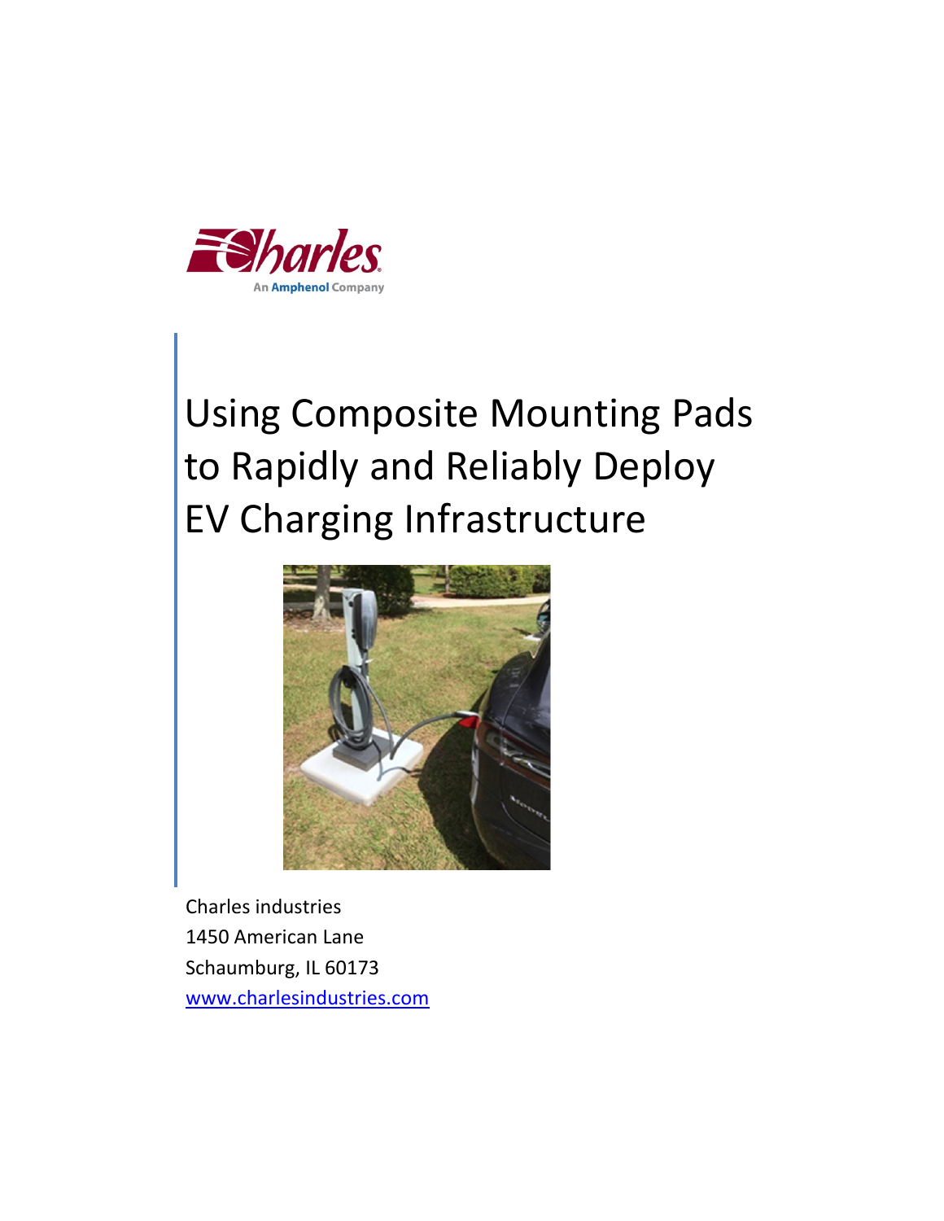Charles
An Amphenol Company

# Using Composite Mounting Pads to Rapidly and Reliably Deploy EV Charging Infrastructure

Charles industries
1450 American Lane
Schaumburg, IL 60173
www.charlesindustries.com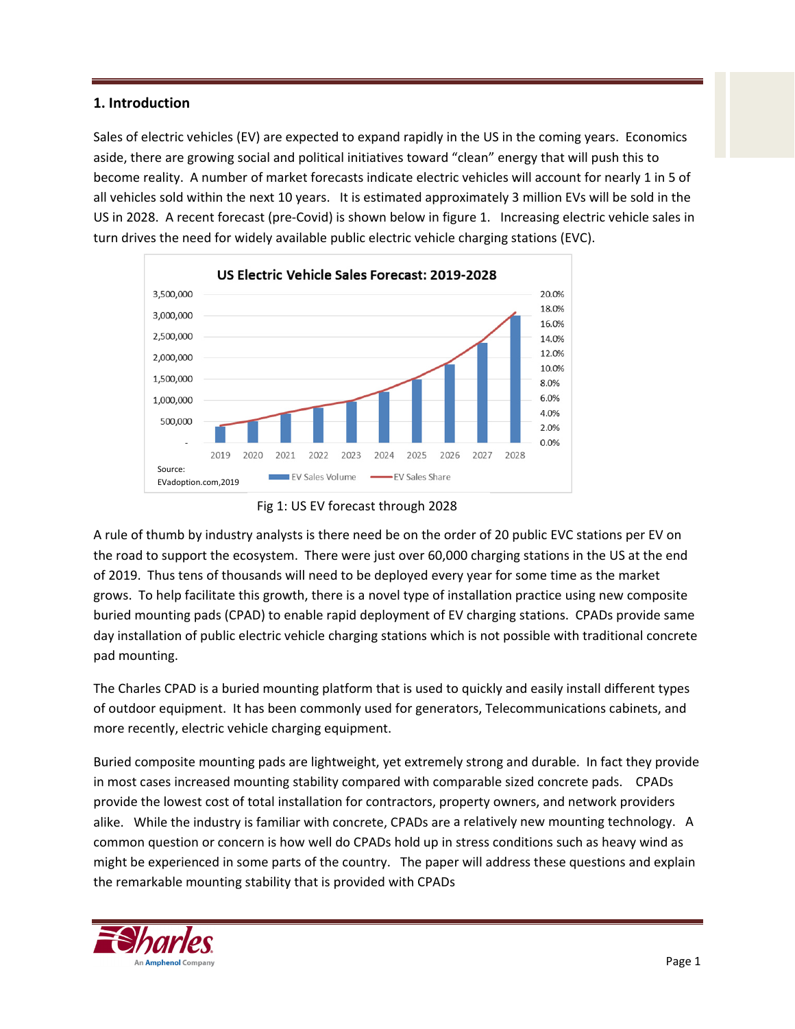## 1. Introduction

Sales of electric vehicles (EV) are expected to expand rapidly in the US in the coming years. Economics aside, there are growing social and political initiatives toward "clean" energy that will push this to become reality. A number of market forecasts indicate electric vehicles will account for nearly 1 in 5 of all vehicles sold within the next 10 years. It is estimated approximately 3 million EVs will be sold in the US in 2028. A recent forecast (pre-Covid) is shown below in figure 1. Increasing electric vehicle sales in turn drives the need for widely available public electric vehicle charging stations (EVC).

Fig 1: US EV forecast through 2028

A rule of thumb by industry analysts is there need be on the order of 20 public EVC stations per EV on the road to support the ecosystem. There were just over 60,000 charging stations in the US at the end of 2019. Thus tens of thousands will need to be deployed every year for some time as the market grows. To help facilitate this growth, there is a novel type of installation practice using new composite buried mounting pads (CPAD) to enable rapid deployment of EV charging stations. CPADs provide same day installation of public electric vehicle charging stations which is not possible with traditional concrete pad mounting.

The Charles CPAD is a buried mounting platform that is used to quickly and easily install different types of outdoor equipment. It has been commonly used for generators, Telecommunications cabinets, and more recently, electric vehicle charging equipment.

Buried composite mounting pads are lightweight, yet extremely strong and durable. In fact they provide in most cases increased mounting stability compared with comparable sized concrete pads. CPADs provide the lowest cost of total installation for contractors, property owners, and network providers alike. While the industry is familiar with concrete, CPADs are a relatively new mounting technology. A common question or concern is how well do CPADs hold up in stress conditions such as heavy wind as might be experienced in some parts of the country. The paper will address these questions and explain the remarkable mounting stability that is provided with CPADs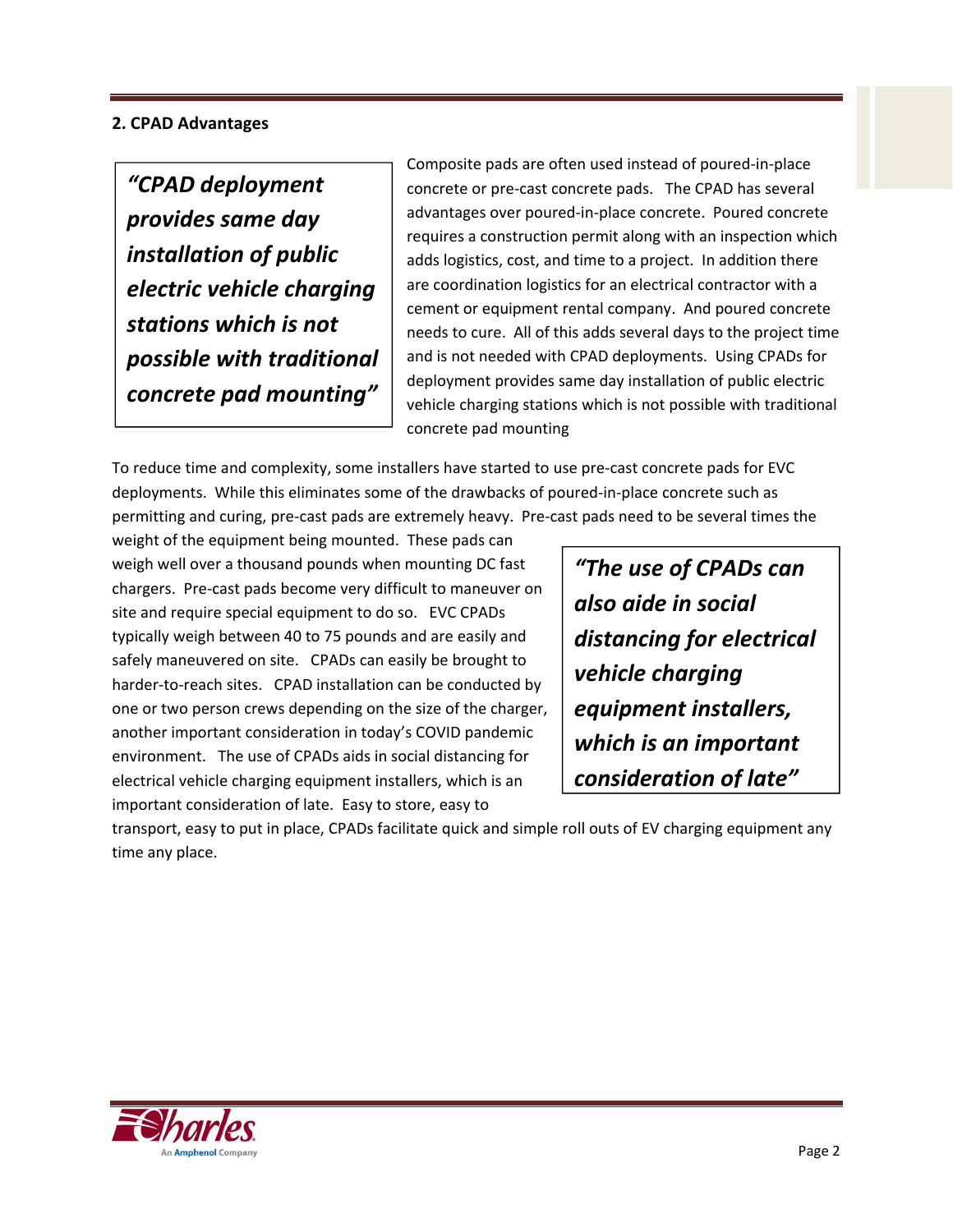## 2. CPAD Advantages

> ***"CPAD deployment provides same day installation of public electric vehicle charging stations which is not possible with traditional concrete pad mounting"***

Composite pads are often used instead of poured-in-place concrete or pre-cast concrete pads. The CPAD has several advantages over poured-in-place concrete. Poured concrete requires a construction permit along with an inspection which adds logistics, cost, and time to a project. In addition there are coordination logistics for an electrical contractor with a cement or equipment rental company. And poured concrete needs to cure. All of this adds several days to the project time and is not needed with CPAD deployments. Using CPADs for deployment provides same day installation of public electric vehicle charging stations which is not possible with traditional concrete pad mounting

To reduce time and complexity, some installers have started to use pre-cast concrete pads for EVC deployments. While this eliminates some of the drawbacks of poured-in-place concrete such as permitting and curing, pre-cast pads are extremely heavy. Pre-cast pads need to be several times the weight of the equipment being mounted. These pads can weigh well over a thousand pounds when mounting DC fast chargers. Pre-cast pads become very difficult to maneuver on site and require special equipment to do so. EVC CPADs typically weigh between 40 to 75 pounds and are easily and safely maneuvered on site. CPADs can easily be brought to harder-to-reach sites. CPAD installation can be conducted by one or two person crews depending on the size of the charger, another important consideration in today's COVID pandemic environment. The use of CPADs aids in social distancing for electrical vehicle charging equipment installers, which is an important consideration of late. Easy to store, easy to transport, easy to put in place, CPADs facilitate quick and simple roll outs of EV charging equipment any time any place.

> ***"The use of CPADs can also aide in social distancing for electrical vehicle charging equipment installers, which is an important consideration of late"***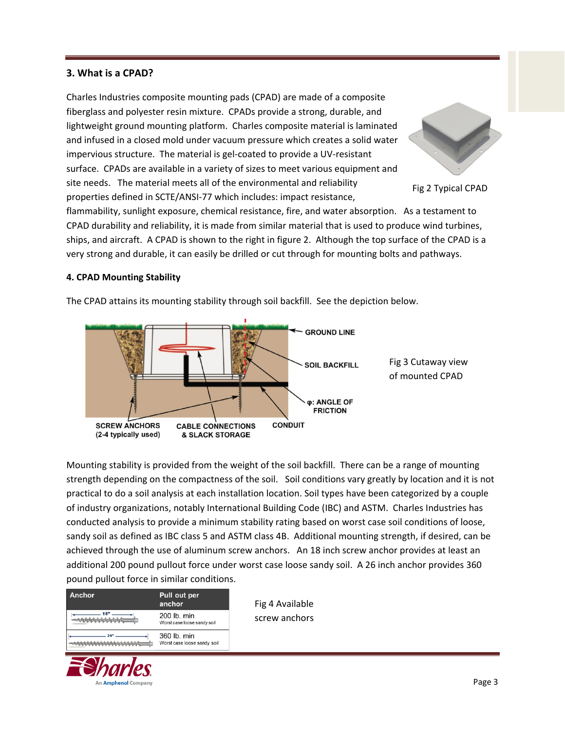## 3. What is a CPAD?

Charles Industries composite mounting pads (CPAD) are made of a composite fiberglass and polyester resin mixture. CPADs provide a strong, durable, and lightweight ground mounting platform. Charles composite material is laminated and infused in a closed mold under vacuum pressure which creates a solid water impervious structure. The material is gel-coated to provide a UV-resistant surface. CPADs are available in a variety of sizes to meet various equipment and site needs. The material meets all of the environmental and reliability properties defined in SCTE/ANSI-77 which includes: impact resistance, flammability, sunlight exposure, chemical resistance, fire, and water absorption. As a testament to CPAD durability and reliability, it is made from similar material that is used to produce wind turbines, ships, and aircraft. A CPAD is shown to the right in figure 2. Although the top surface of the CPAD is a very strong and durable, it can easily be drilled or cut through for mounting bolts and pathways.

Fig 2 Typical CPAD

## 4. CPAD Mounting Stability

The CPAD attains its mounting stability through soil backfill. See the depiction below.

GROUND LINE

SOIL BACKFILL

φ: ANGLE OF FRICTION

SCREW ANCHORS (2-4 typically used)

CABLE CONNECTIONS & SLACK STORAGE

CONDUIT

Fig 3 Cutaway view of mounted CPAD

Mounting stability is provided from the weight of the soil backfill. There can be a range of mounting strength depending on the compactness of the soil. Soil conditions vary greatly by location and it is not practical to do a soil analysis at each installation location. Soil types have been categorized by a couple of industry organizations, notably International Building Code (IBC) and ASTM. Charles Industries has conducted analysis to provide a minimum stability rating based on worst case soil conditions of loose, sandy soil as defined as IBC class 5 and ASTM class 4B. Additional mounting strength, if desired, can be achieved through the use of aluminum screw anchors. An 18 inch screw anchor provides at least an additional 200 pound pullout force under worst case loose sandy soil. A 26 inch anchor provides 360 pound pullout force in similar conditions.

| Anchor | Pull out per anchor |
| --- | --- |
| 18" | 200 lb. min<br>Worst case loose sandy soil |
| 26" | 360 lb. min<br>Worst case loose sandy soil |

Fig 4 Available screw anchors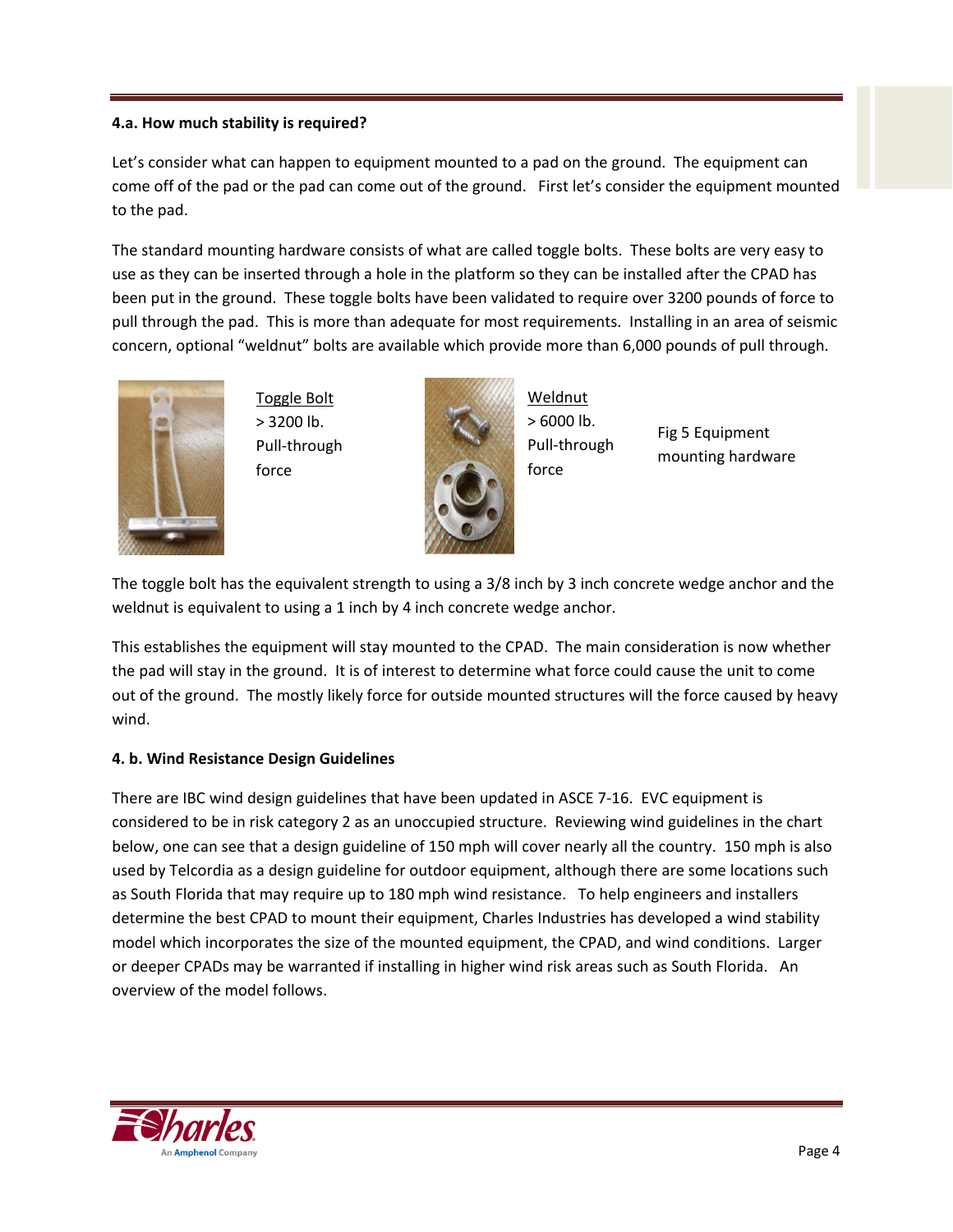**4.a. How much stability is required?**

Let's consider what can happen to equipment mounted to a pad on the ground. The equipment can come off of the pad or the pad can come out of the ground. First let's consider the equipment mounted to the pad.

The standard mounting hardware consists of what are called toggle bolts. These bolts are very easy to use as they can be inserted through a hole in the platform so they can be installed after the CPAD has been put in the ground. These toggle bolts have been validated to require over 3200 pounds of force to pull through the pad. This is more than adequate for most requirements. Installing in an area of seismic concern, optional "weldnut" bolts are available which provide more than 6,000 pounds of pull through.

Toggle Bolt
> 3200 lb.
Pull-through
force

Weldnut
> 6000 lb.
Pull-through
force

Fig 5 Equipment mounting hardware

The toggle bolt has the equivalent strength to using a 3/8 inch by 3 inch concrete wedge anchor and the weldnut is equivalent to using a 1 inch by 4 inch concrete wedge anchor.

This establishes the equipment will stay mounted to the CPAD. The main consideration is now whether the pad will stay in the ground. It is of interest to determine what force could cause the unit to come out of the ground. The mostly likely force for outside mounted structures will the force caused by heavy wind.

**4. b. Wind Resistance Design Guidelines**

There are IBC wind design guidelines that have been updated in ASCE 7-16. EVC equipment is considered to be in risk category 2 as an unoccupied structure. Reviewing wind guidelines in the chart below, one can see that a design guideline of 150 mph will cover nearly all the country. 150 mph is also used by Telcordia as a design guideline for outdoor equipment, although there are some locations such as South Florida that may require up to 180 mph wind resistance. To help engineers and installers determine the best CPAD to mount their equipment, Charles Industries has developed a wind stability model which incorporates the size of the mounted equipment, the CPAD, and wind conditions. Larger or deeper CPADs may be warranted if installing in higher wind risk areas such as South Florida. An overview of the model follows.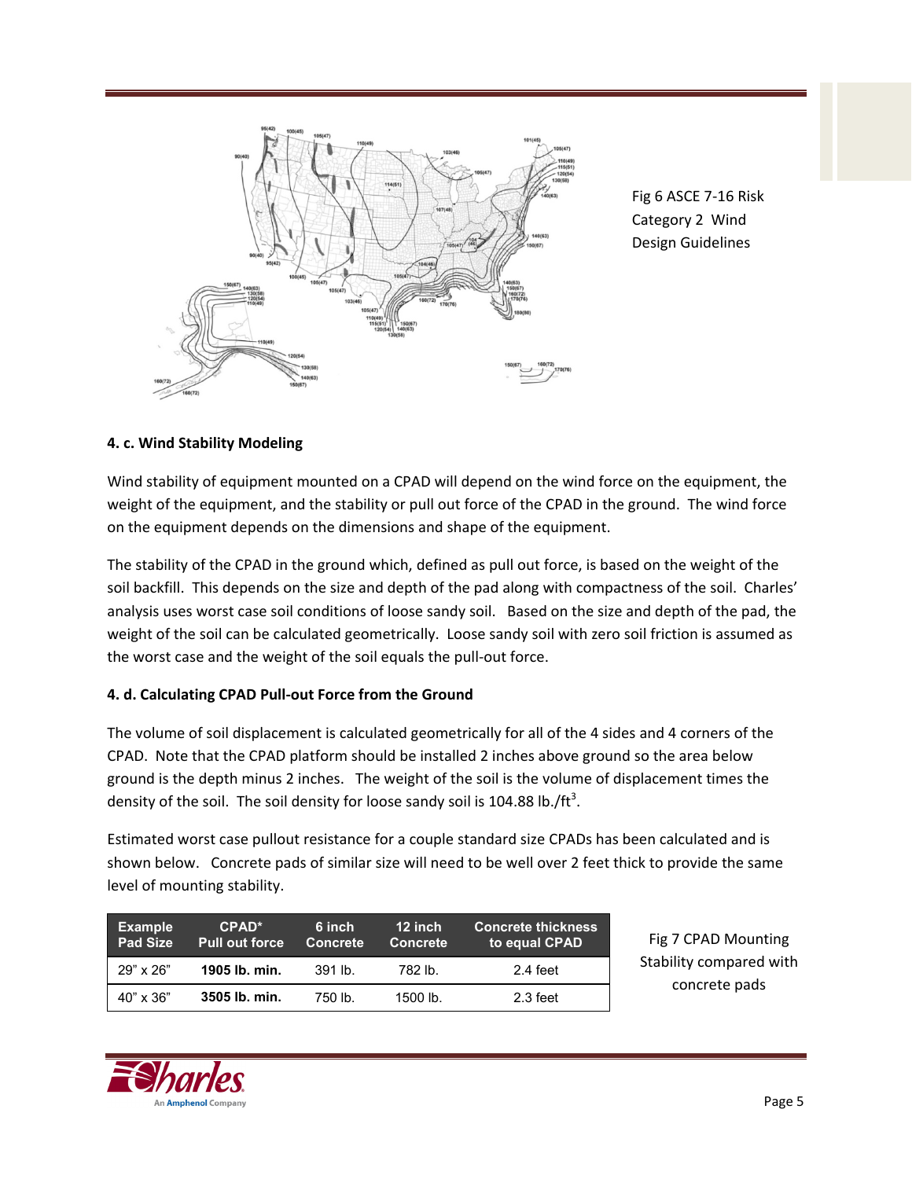Fig 6 ASCE 7-16 Risk Category 2 Wind Design Guidelines

### 4. c. Wind Stability Modeling

Wind stability of equipment mounted on a CPAD will depend on the wind force on the equipment, the weight of the equipment, and the stability or pull out force of the CPAD in the ground. The wind force on the equipment depends on the dimensions and shape of the equipment.

The stability of the CPAD in the ground which, defined as pull out force, is based on the weight of the soil backfill. This depends on the size and depth of the pad along with compactness of the soil. Charles' analysis uses worst case soil conditions of loose sandy soil. Based on the size and depth of the pad, the weight of the soil can be calculated geometrically. Loose sandy soil with zero soil friction is assumed as the worst case and the weight of the soil equals the pull-out force.

### 4. d. Calculating CPAD Pull-out Force from the Ground

The volume of soil displacement is calculated geometrically for all of the 4 sides and 4 corners of the CPAD. Note that the CPAD platform should be installed 2 inches above ground so the area below ground is the depth minus 2 inches. The weight of the soil is the volume of displacement times the density of the soil. The soil density for loose sandy soil is 104.88 lb./ft$^3$.

Estimated worst case pullout resistance for a couple standard size CPADs has been calculated and is shown below. Concrete pads of similar size will need to be well over 2 feet thick to provide the same level of mounting stability.

| Example Pad Size | CPAD* Pull out force | 6 inch Concrete | 12 inch Concrete | Concrete thickness to equal CPAD |
|---|---|---|---|---|
| 29" x 26" | **1905 lb. min.** | 391 lb. | 782 lb. | 2.4 feet |
| 40" x 36" | **3505 lb. min.** | 750 lb. | 1500 lb. | 2.3 feet |

Fig 7 CPAD Mounting Stability compared with concrete pads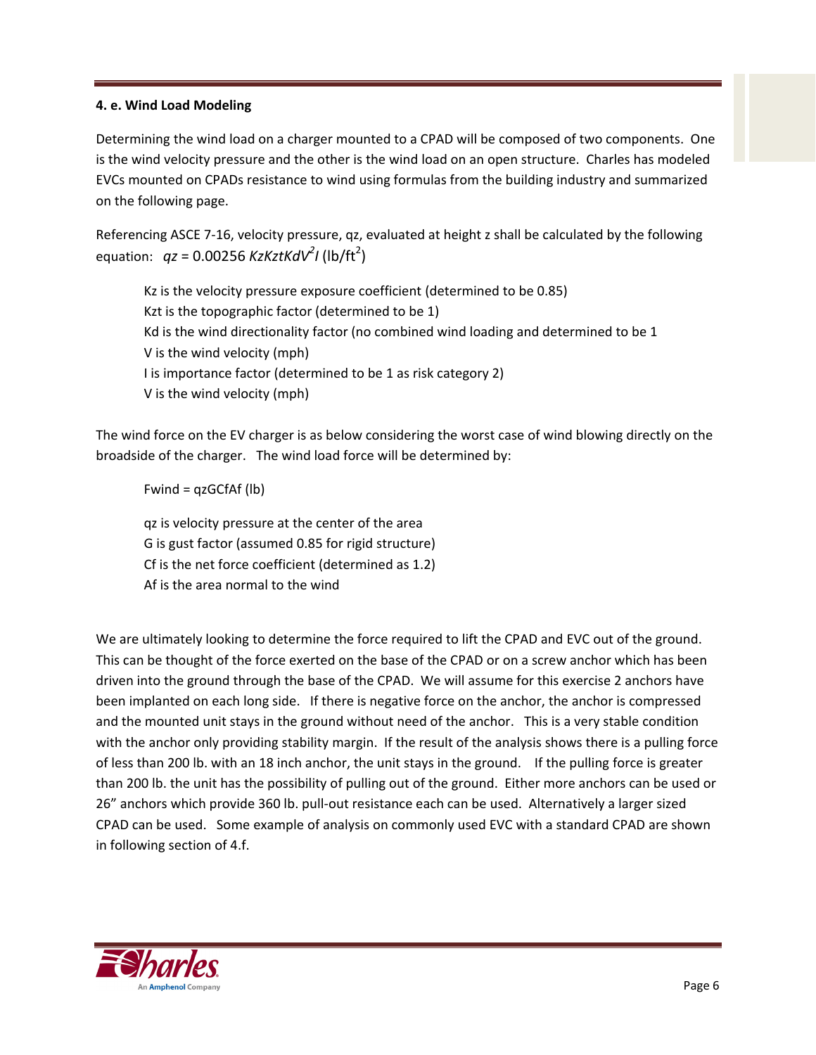### 4. e. Wind Load Modeling

Determining the wind load on a charger mounted to a CPAD will be composed of two components. One is the wind velocity pressure and the other is the wind load on an open structure. Charles has modeled EVCs mounted on CPADs resistance to wind using formulas from the building industry and summarized on the following page.

Referencing ASCE 7-16, velocity pressure, qz, evaluated at height z shall be calculated by the following equation: $qz = 0.00256\ KzKztKdV^2I$ (lb/ft$^2$)

> Kz is the velocity pressure exposure coefficient (determined to be 0.85)
> Kzt is the topographic factor (determined to be 1)
> Kd is the wind directionality factor (no combined wind loading and determined to be 1
> V is the wind velocity (mph)
> I is importance factor (determined to be 1 as risk category 2)
> V is the wind velocity (mph)

The wind force on the EV charger is as below considering the worst case of wind blowing directly on the broadside of the charger. The wind load force will be determined by:

> Fwind = qzGCfAf (lb)

> qz is velocity pressure at the center of the area
> G is gust factor (assumed 0.85 for rigid structure)
> Cf is the net force coefficient (determined as 1.2)
> Af is the area normal to the wind

We are ultimately looking to determine the force required to lift the CPAD and EVC out of the ground. This can be thought of the force exerted on the base of the CPAD or on a screw anchor which has been driven into the ground through the base of the CPAD. We will assume for this exercise 2 anchors have been implanted on each long side. If there is negative force on the anchor, the anchor is compressed and the mounted unit stays in the ground without need of the anchor. This is a very stable condition with the anchor only providing stability margin. If the result of the analysis shows there is a pulling force of less than 200 lb. with an 18 inch anchor, the unit stays in the ground. If the pulling force is greater than 200 lb. the unit has the possibility of pulling out of the ground. Either more anchors can be used or 26" anchors which provide 360 lb. pull-out resistance each can be used. Alternatively a larger sized CPAD can be used. Some example of analysis on commonly used EVC with a standard CPAD are shown in following section of 4.f.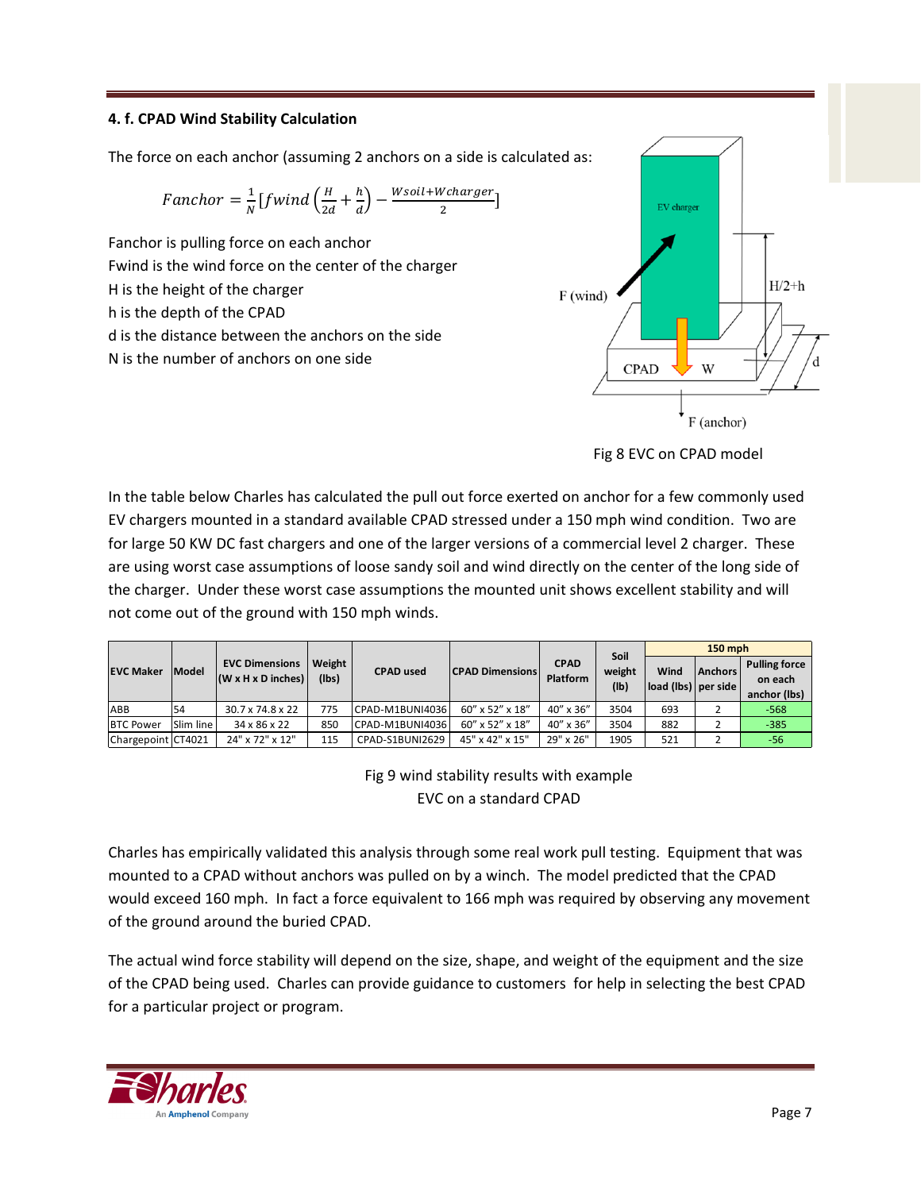### 4. f. CPAD Wind Stability Calculation

The force on each anchor (assuming 2 anchors on a side is calculated as:

$$Fanchor = \frac{1}{N}\left[fwind\left(\frac{H}{2d} + \frac{h}{d}\right) - \frac{Wsoil+Wcharger}{2}\right]$$

Fanchor is pulling force on each anchor
Fwind is the wind force on the center of the charger
H is the height of the charger
h is the depth of the CPAD
d is the distance between the anchors on the side
N is the number of anchors on one side

Fig 8 EVC on CPAD model

In the table below Charles has calculated the pull out force exerted on anchor for a few commonly used EV chargers mounted in a standard available CPAD stressed under a 150 mph wind condition. Two are for large 50 KW DC fast chargers and one of the larger versions of a commercial level 2 charger. These are using worst case assumptions of loose sandy soil and wind directly on the center of the long side of the charger. Under these worst case assumptions the mounted unit shows excellent stability and will not come out of the ground with 150 mph winds.

| EVC Maker | Model | EVC Dimensions (W x H x D inches) | Weight (lbs) | CPAD used | CPAD Dimensions | CPAD Platform | Soil weight (lb) | 150 mph | | |
|---|---|---|---|---|---|---|---|---|---|---|
| | | | | | | | | Wind load (lbs) | Anchors per side | Pulling force on each anchor (lbs) |
| ABB | 54 | 30.7 x 74.8 x 22 | 775 | CPAD-M1BUNI4036 | 60" x 52" x 18" | 40" x 36" | 3504 | 693 | 2 | -568 |
| BTC Power | Slim line | 34 x 86 x 22 | 850 | CPAD-M1BUNI4036 | 60" x 52" x 18" | 40" x 36" | 3504 | 882 | 2 | -385 |
| Chargepoint | CT4021 | 24" x 72" x 12" | 115 | CPAD-S1BUNI2629 | 45" x 42" x 15" | 29" x 26" | 1905 | 521 | 2 | -56 |

Fig 9 wind stability results with example EVC on a standard CPAD

Charles has empirically validated this analysis through some real work pull testing. Equipment that was mounted to a CPAD without anchors was pulled on by a winch. The model predicted that the CPAD would exceed 160 mph. In fact a force equivalent to 166 mph was required by observing any movement of the ground around the buried CPAD.

The actual wind force stability will depend on the size, shape, and weight of the equipment and the size of the CPAD being used. Charles can provide guidance to customers for help in selecting the best CPAD for a particular project or program.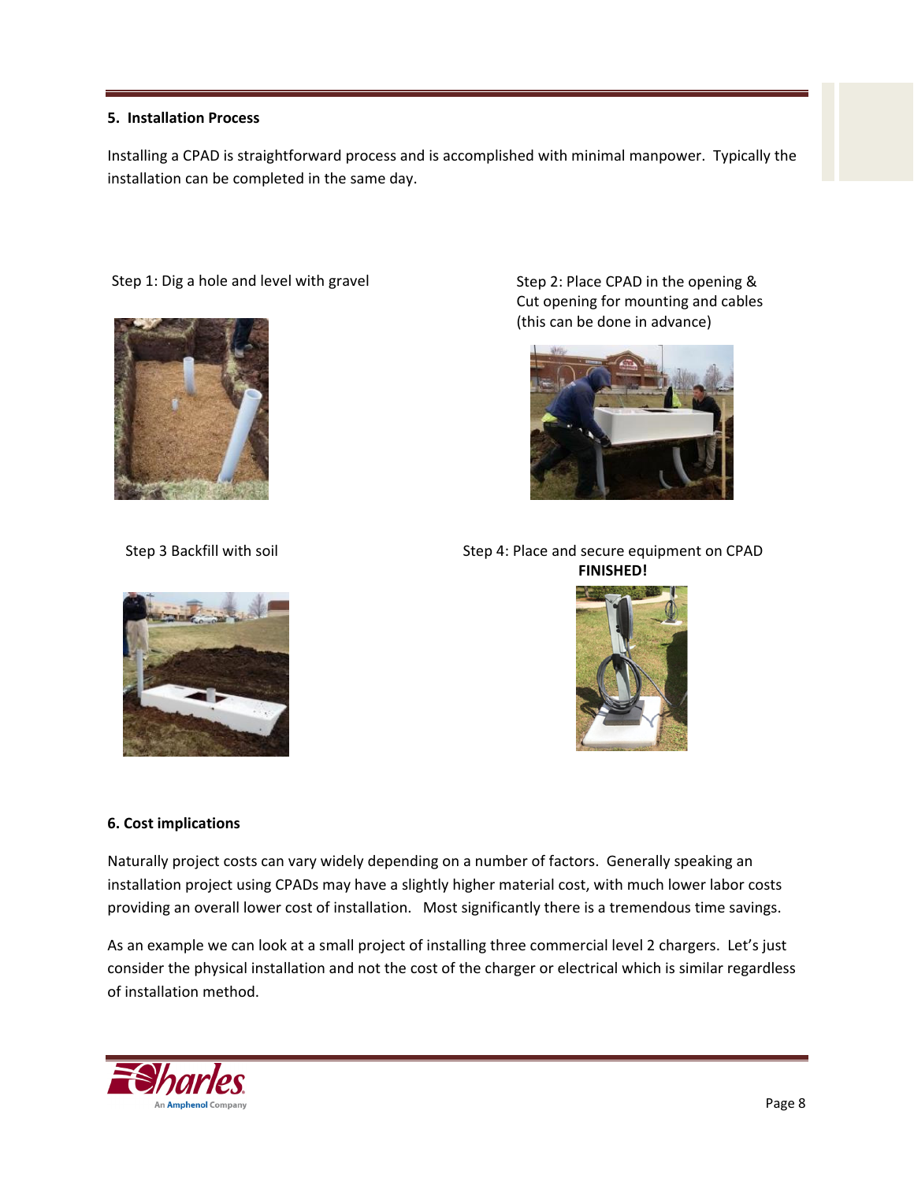## 5. Installation Process

Installing a CPAD is straightforward process and is accomplished with minimal manpower. Typically the installation can be completed in the same day.

Step 1: Dig a hole and level with gravel

Step 2: Place CPAD in the opening & Cut opening for mounting and cables (this can be done in advance)

Step 3 Backfill with soil

Step 4: Place and secure equipment on CPAD
**FINISHED!**

## 6. Cost implications

Naturally project costs can vary widely depending on a number of factors. Generally speaking an installation project using CPADs may have a slightly higher material cost, with much lower labor costs providing an overall lower cost of installation. Most significantly there is a tremendous time savings.

As an example we can look at a small project of installing three commercial level 2 chargers. Let's just consider the physical installation and not the cost of the charger or electrical which is similar regardless of installation method.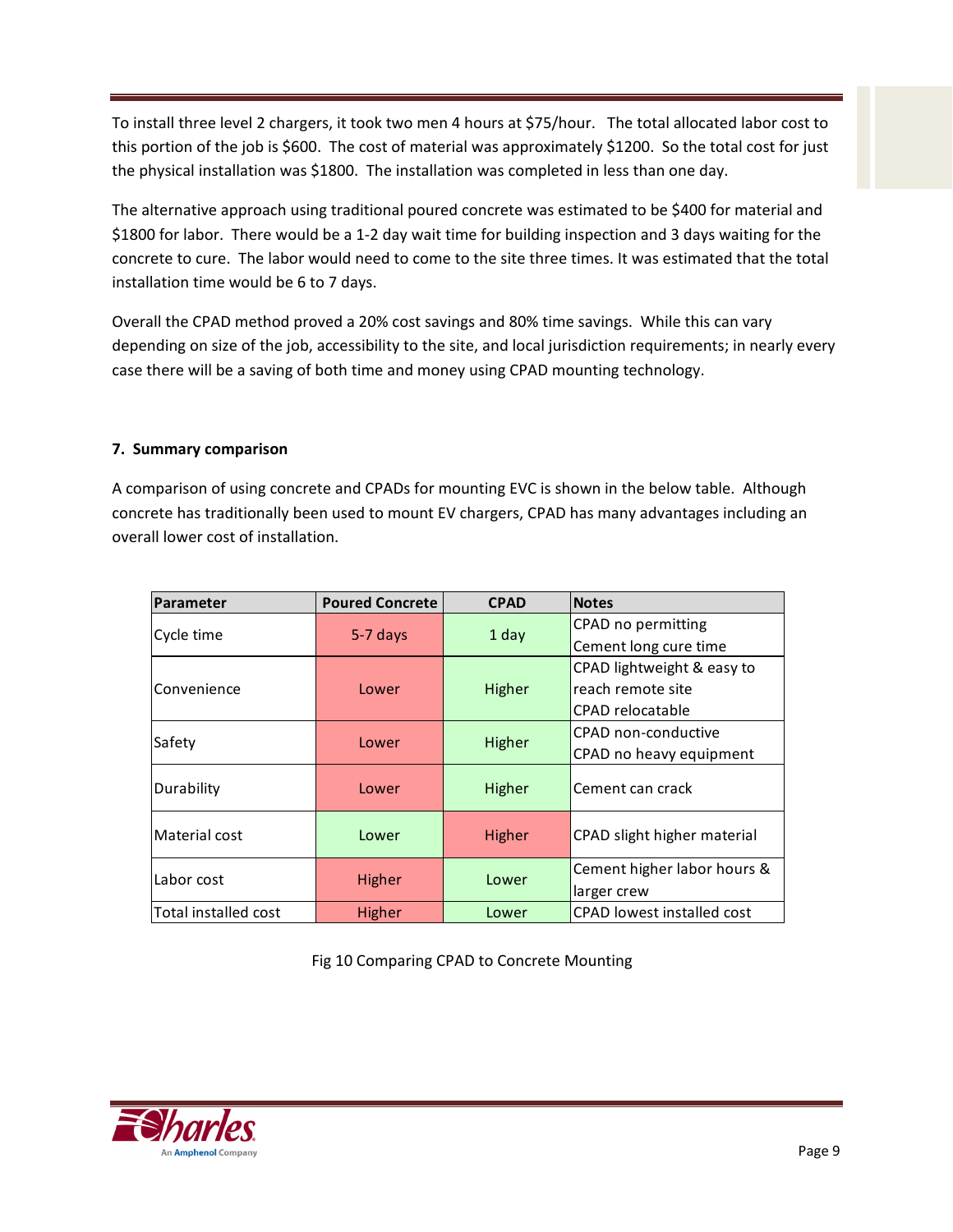To install three level 2 chargers, it took two men 4 hours at $75/hour. The total allocated labor cost to this portion of the job is $600. The cost of material was approximately $1200. So the total cost for just the physical installation was $1800. The installation was completed in less than one day.

The alternative approach using traditional poured concrete was estimated to be $400 for material and $1800 for labor. There would be a 1-2 day wait time for building inspection and 3 days waiting for the concrete to cure. The labor would need to come to the site three times. It was estimated that the total installation time would be 6 to 7 days.

Overall the CPAD method proved a 20% cost savings and 80% time savings. While this can vary depending on size of the job, accessibility to the site, and local jurisdiction requirements; in nearly every case there will be a saving of both time and money using CPAD mounting technology.

### 7. Summary comparison

A comparison of using concrete and CPADs for mounting EVC is shown in the below table. Although concrete has traditionally been used to mount EV chargers, CPAD has many advantages including an overall lower cost of installation.

| Parameter | Poured Concrete | CPAD | Notes |
|---|---|---|---|
| Cycle time | 5-7 days | 1 day | CPAD no permitting<br>Cement long cure time |
| Convenience | Lower | Higher | CPAD lightweight & easy to reach remote site<br>CPAD relocatable |
| Safety | Lower | Higher | CPAD non-conductive<br>CPAD no heavy equipment |
| Durability | Lower | Higher | Cement can crack |
| Material cost | Lower | Higher | CPAD slight higher material |
| Labor cost | Higher | Lower | Cement higher labor hours & larger crew |
| Total installed cost | Higher | Lower | CPAD lowest installed cost |

Fig 10 Comparing CPAD to Concrete Mounting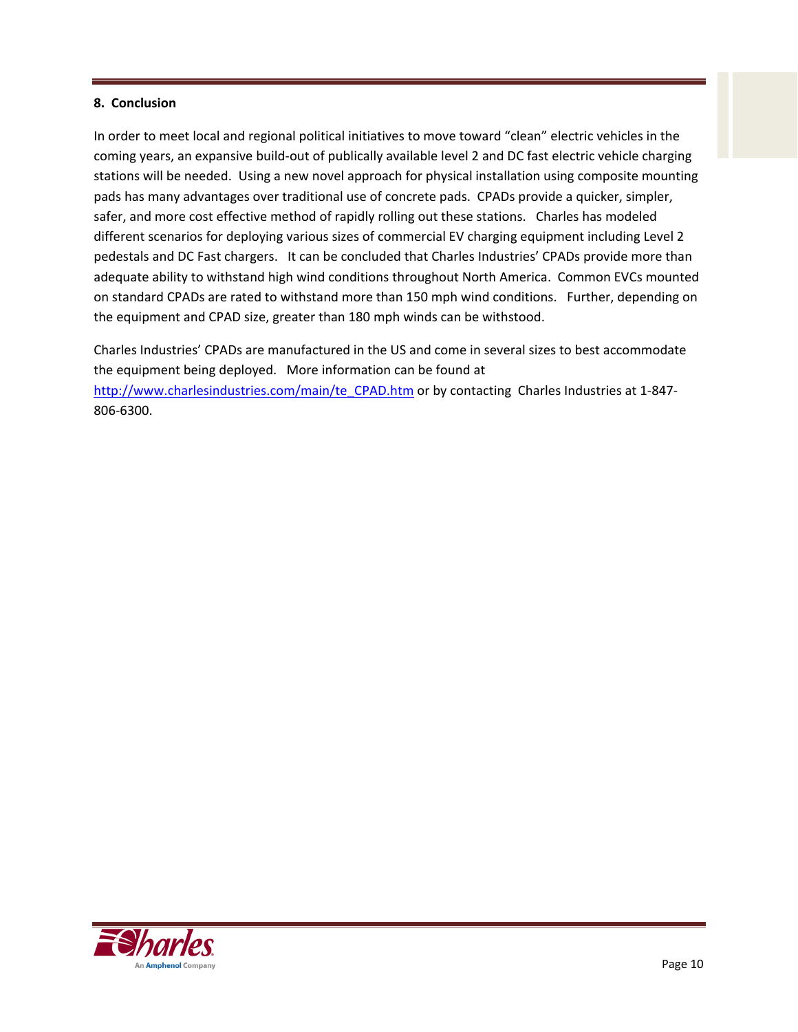## 8. Conclusion

In order to meet local and regional political initiatives to move toward "clean" electric vehicles in the coming years, an expansive build-out of publically available level 2 and DC fast electric vehicle charging stations will be needed. Using a new novel approach for physical installation using composite mounting pads has many advantages over traditional use of concrete pads. CPADs provide a quicker, simpler, safer, and more cost effective method of rapidly rolling out these stations. Charles has modeled different scenarios for deploying various sizes of commercial EV charging equipment including Level 2 pedestals and DC Fast chargers. It can be concluded that Charles Industries' CPADs provide more than adequate ability to withstand high wind conditions throughout North America. Common EVCs mounted on standard CPADs are rated to withstand more than 150 mph wind conditions. Further, depending on the equipment and CPAD size, greater than 180 mph winds can be withstood.

Charles Industries' CPADs are manufactured in the US and come in several sizes to best accommodate the equipment being deployed. More information can be found at http://www.charlesindustries.com/main/te_CPAD.htm or by contacting Charles Industries at 1-847-806-6300.